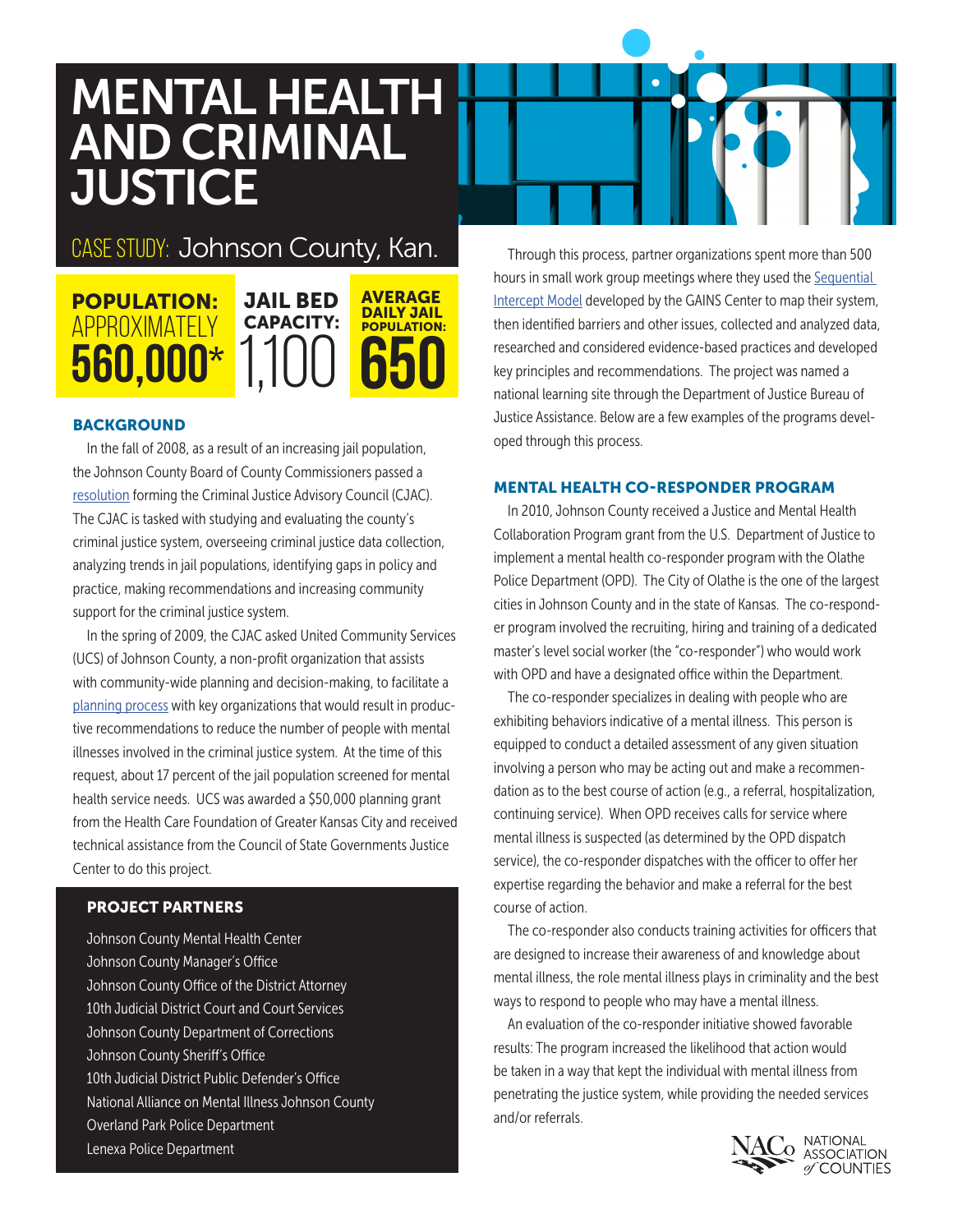# MENTAL HEALTH AND CRIMINAL JUSTICE

## CASE STUDY: Johnson County, Kan.

**POPULATION:** APPROXIMATELY **560,000***

**JAIL BED CAPACITY:** 1,100

**AVERAGE DAILY JAIL POPULATION:** **650**

### BACKGROUND

In the fall of 2008, as a result of an increasing jail population, the Johnson County Board of County Commissioners passed a resolution forming the Criminal Justice Advisory Council (CJAC). The CJAC is tasked with studying and evaluating the county's criminal justice system, overseeing criminal justice data collection, analyzing trends in jail populations, identifying gaps in policy and practice, making recommendations and increasing community support for the criminal justice system.

In the spring of 2009, the CJAC asked United Community Services (UCS) of Johnson County, a non-profit organization that assists with community-wide planning and decision-making, to facilitate a planning process with key organizations that would result in productive recommendations to reduce the number of people with mental illnesses involved in the criminal justice system. At the time of this request, about 17 percent of the jail population screened for mental health service needs. UCS was awarded a $50,000 planning grant from the Health Care Foundation of Greater Kansas City and received technical assistance from the Council of State Governments Justice Center to do this project.

### PROJECT PARTNERS

- Johnson County Mental Health Center
- Johnson County Manager's Office
- Johnson County Office of the District Attorney
- 10th Judicial District Court and Court Services
- Johnson County Department of Corrections
- Johnson County Sheriff's Office
- 10th Judicial District Public Defender's Office
- National Alliance on Mental Illness Johnson County
- Overland Park Police Department
- Lenexa Police Department

Through this process, partner organizations spent more than 500 hours in small work group meetings where they used the Sequential Intercept Model developed by the GAINS Center to map their system, then identified barriers and other issues, collected and analyzed data, researched and considered evidence-based practices and developed key principles and recommendations. The project was named a national learning site through the Department of Justice Bureau of Justice Assistance. Below are a few examples of the programs developed through this process.

### MENTAL HEALTH CO-RESPONDER PROGRAM

In 2010, Johnson County received a Justice and Mental Health Collaboration Program grant from the U.S. Department of Justice to implement a mental health co-responder program with the Olathe Police Department (OPD). The City of Olathe is the one of the largest cities in Johnson County and in the state of Kansas. The co-responder program involved the recruiting, hiring and training of a dedicated master's level social worker (the "co-responder") who would work with OPD and have a designated office within the Department.

The co-responder specializes in dealing with people who are exhibiting behaviors indicative of a mental illness. This person is equipped to conduct a detailed assessment of any given situation involving a person who may be acting out and make a recommendation as to the best course of action (e.g., a referral, hospitalization, continuing service). When OPD receives calls for service where mental illness is suspected (as determined by the OPD dispatch service), the co-responder dispatches with the officer to offer her expertise regarding the behavior and make a referral for the best course of action.

The co-responder also conducts training activities for officers that are designed to increase their awareness of and knowledge about mental illness, the role mental illness plays in criminality and the best ways to respond to people who may have a mental illness.

An evaluation of the co-responder initiative showed favorable results: The program increased the likelihood that action would be taken in a way that kept the individual with mental illness from penetrating the justice system, while providing the needed services and/or referrals.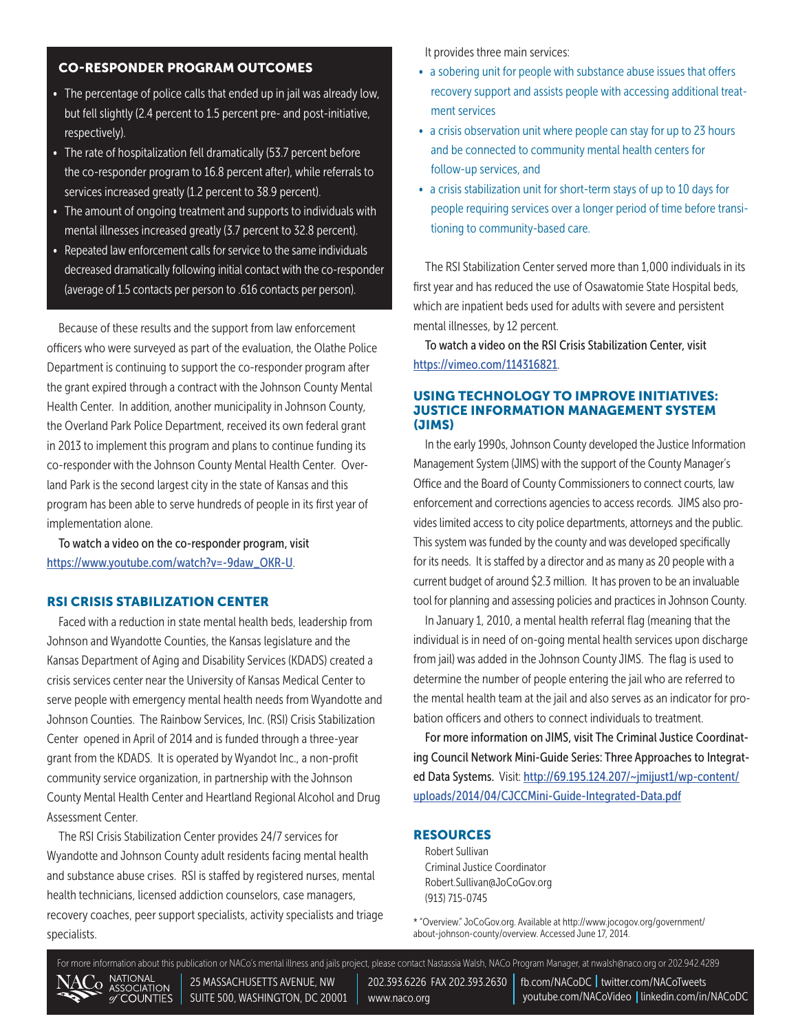## CO-RESPONDER PROGRAM OUTCOMES

- The percentage of police calls that ended up in jail was already low, but fell slightly (2.4 percent to 1.5 percent pre- and post-initiative, respectively).
- The rate of hospitalization fell dramatically (53.7 percent before the co-responder program to 16.8 percent after), while referrals to services increased greatly (1.2 percent to 38.9 percent).
- The amount of ongoing treatment and supports to individuals with mental illnesses increased greatly (3.7 percent to 32.8 percent).
- Repeated law enforcement calls for service to the same individuals decreased dramatically following initial contact with the co-responder (average of 1.5 contacts per person to .616 contacts per person).

Because of these results and the support from law enforcement officers who were surveyed as part of the evaluation, the Olathe Police Department is continuing to support the co-responder program after the grant expired through a contract with the Johnson County Mental Health Center. In addition, another municipality in Johnson County, the Overland Park Police Department, received its own federal grant in 2013 to implement this program and plans to continue funding its co-responder with the Johnson County Mental Health Center. Overland Park is the second largest city in the state of Kansas and this program has been able to serve hundreds of people in its first year of implementation alone.

To watch a video on the co-responder program, visit https://www.youtube.com/watch?v=-9daw_OKR-U.

## RSI CRISIS STABILIZATION CENTER

Faced with a reduction in state mental health beds, leadership from Johnson and Wyandotte Counties, the Kansas legislature and the Kansas Department of Aging and Disability Services (KDADS) created a crisis services center near the University of Kansas Medical Center to serve people with emergency mental health needs from Wyandotte and Johnson Counties. The Rainbow Services, Inc. (RSI) Crisis Stabilization Center opened in April of 2014 and is funded through a three-year grant from the KDADS. It is operated by Wyandot Inc., a non-profit community service organization, in partnership with the Johnson County Mental Health Center and Heartland Regional Alcohol and Drug Assessment Center.

The RSI Crisis Stabilization Center provides 24/7 services for Wyandotte and Johnson County adult residents facing mental health and substance abuse crises. RSI is staffed by registered nurses, mental health technicians, licensed addiction counselors, case managers, recovery coaches, peer support specialists, activity specialists and triage specialists.

It provides three main services:

- a sobering unit for people with substance abuse issues that offers recovery support and assists people with accessing additional treatment services
- a crisis observation unit where people can stay for up to 23 hours and be connected to community mental health centers for follow-up services, and
- a crisis stabilization unit for short-term stays of up to 10 days for people requiring services over a longer period of time before transitioning to community-based care.

The RSI Stabilization Center served more than 1,000 individuals in its first year and has reduced the use of Osawatomie State Hospital beds, which are inpatient beds used for adults with severe and persistent mental illnesses, by 12 percent.

To watch a video on the RSI Crisis Stabilization Center, visit https://vimeo.com/114316821.

## USING TECHNOLOGY TO IMPROVE INITIATIVES: JUSTICE INFORMATION MANAGEMENT SYSTEM (JIMS)

In the early 1990s, Johnson County developed the Justice Information Management System (JIMS) with the support of the County Manager's Office and the Board of County Commissioners to connect courts, law enforcement and corrections agencies to access records. JIMS also provides limited access to city police departments, attorneys and the public. This system was funded by the county and was developed specifically for its needs. It is staffed by a director and as many as 20 people with a current budget of around $2.3 million. It has proven to be an invaluable tool for planning and assessing policies and practices in Johnson County.

In January 1, 2010, a mental health referral flag (meaning that the individual is in need of on-going mental health services upon discharge from jail) was added in the Johnson County JIMS. The flag is used to determine the number of people entering the jail who are referred to the mental health team at the jail and also serves as an indicator for probation officers and others to connect individuals to treatment.

For more information on JIMS, visit The Criminal Justice Coordinating Council Network Mini-Guide Series: Three Approaches to Integrated Data Systems. Visit: http://69.195.124.207/~jmijust1/wp-content/uploads/2014/04/CJCCMini-Guide-Integrated-Data.pdf

## RESOURCES

Robert Sullivan
Criminal Justice Coordinator
Robert.Sullivan@JoCoGov.org
(913) 715-0745

* "Overview." JoCoGov.org. Available at http://www.jocogov.org/government/about-johnson-county/overview. Accessed June 17, 2014.

For more information about this publication or NACo's mental illness and jails project, please contact Nastassia Walsh, NACo Program Manager, at nwalsh@naco.org or 202.942.4289

NATIONAL ASSOCIATION of COUNTIES | 25 MASSACHUSETTS AVENUE, NW SUITE 500, WASHINGTON, DC 20001 | 202.393.6226 FAX 202.393.2630 www.naco.org | fb.com/NACoDC | twitter.com/NACoTweets youtube.com/NACoVideo | linkedin.com/in/NACoDC